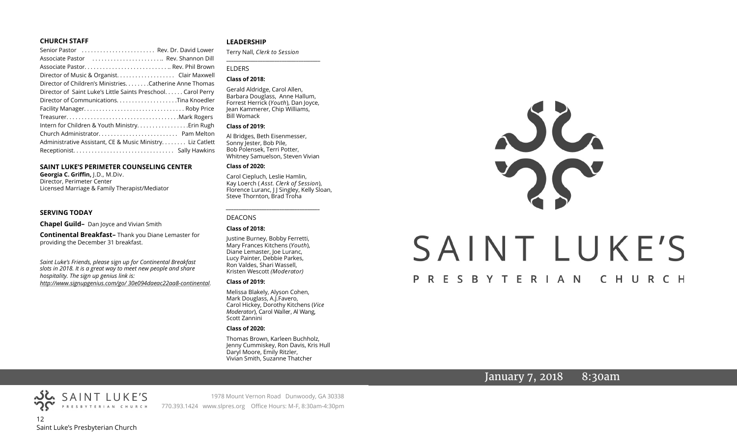### CHURCH STAFF

Senior Pastor ........................ Rev. Dr. David Lower
Associate Pastor ....................... Rev. Shannon Dill
Associate Pastor............................ Rev. Phil Brown
Director of Music & Organist.................. Clair Maxwell
Director of Children's Ministries........Catherine Anne Thomas
Director of Saint Luke's Little Saints Preschool...... Carol Perry
Director of Communications....................Tina Knoedler
Facility Manager................................ Roby Price
Treasurer....................................Mark Rogers
Intern for Children & Youth Ministry.................Erin Rugh
Church Administrator.......................... Pam Melton
Administrative Assistant, CE & Music Ministry........ Liz Catlett
Receptionist................................. Sally Hawkins

### SAINT LUKE'S PERIMETER COUNSELING CENTER

**Georgia C. Griffin,** J.D., M.Div.
Director, Perimeter Center
Licensed Marriage & Family Therapist/Mediator

### SERVING TODAY

**Chapel Guild–** Dan Joyce and Vivian Smith

**Continental Breakfast–** Thank you Diane Lemaster for providing the December 31 breakfast.

*Saint Luke's Friends, please sign up for Continental Breakfast slots in 2018. It is a great way to meet new people and share hospitality. The sign up genius link is: http://www.signupgenius.com/go/ 30e094daeac22aa8-continental.*

### LEADERSHIP

Terry Nall, *Clerk to Session*

ELDERS

**Class of 2018:**

Gerald Aldridge, Carol Allen, Barbara Douglass, Anne Hallum, Forrest Herrick (*Youth*), Dan Joyce, Jean Kammerer, Chip Williams, Bill Womack

**Class of 2019:**

Al Bridges, Beth Eisenmesser, Sonny Jester, Bob Pile, Bob Polensek, Terri Potter, Whitney Samuelson, Steven Vivian

**Class of 2020:**

Carol Ciepluch, Leslie Hamlin, Kay Loerch ( *Asst. Clerk of Session*), Florence Luranc, J J Singley, Kelly Sloan, Steve Thornton, Brad Troha

DEACONS

**Class of 2018:**

Justine Burney, Bobby Ferretti, Mary Frances Kitchens (*Youth*), Diane Lemaster, Joe Luranc, Lucy Painter, Debbie Parkes, Ron Valdes, Shari Wassell, Kristen Wescott *(Moderator)*

**Class of 2019:**

Melissa Blakely, Alyson Cohen, Mark Douglass, A.J.Favero, Carol Hickey, Dorothy Kitchens (*Vice Moderator*), Carol Waller, Al Wang, Scott Zannini

**Class of 2020:**

Thomas Brown, Karleen Buchholz, Jenny Cummiskey, Ron Davis, Kris Hull Daryl Moore, Emily Ritzler, Vivian Smith, Suzanne Thatcher

# SAINT LUKE'S

## PRESBYTERIAN CHURCH

January 7, 2018 8:30am

SAINT LUKE'S PRESBYTERIAN CHURCH

1978 Mount Vernon Road Dunwoody, GA 30338
770.393.1424 www.slpres.org Office Hours: M-F, 8:30am-4:30pm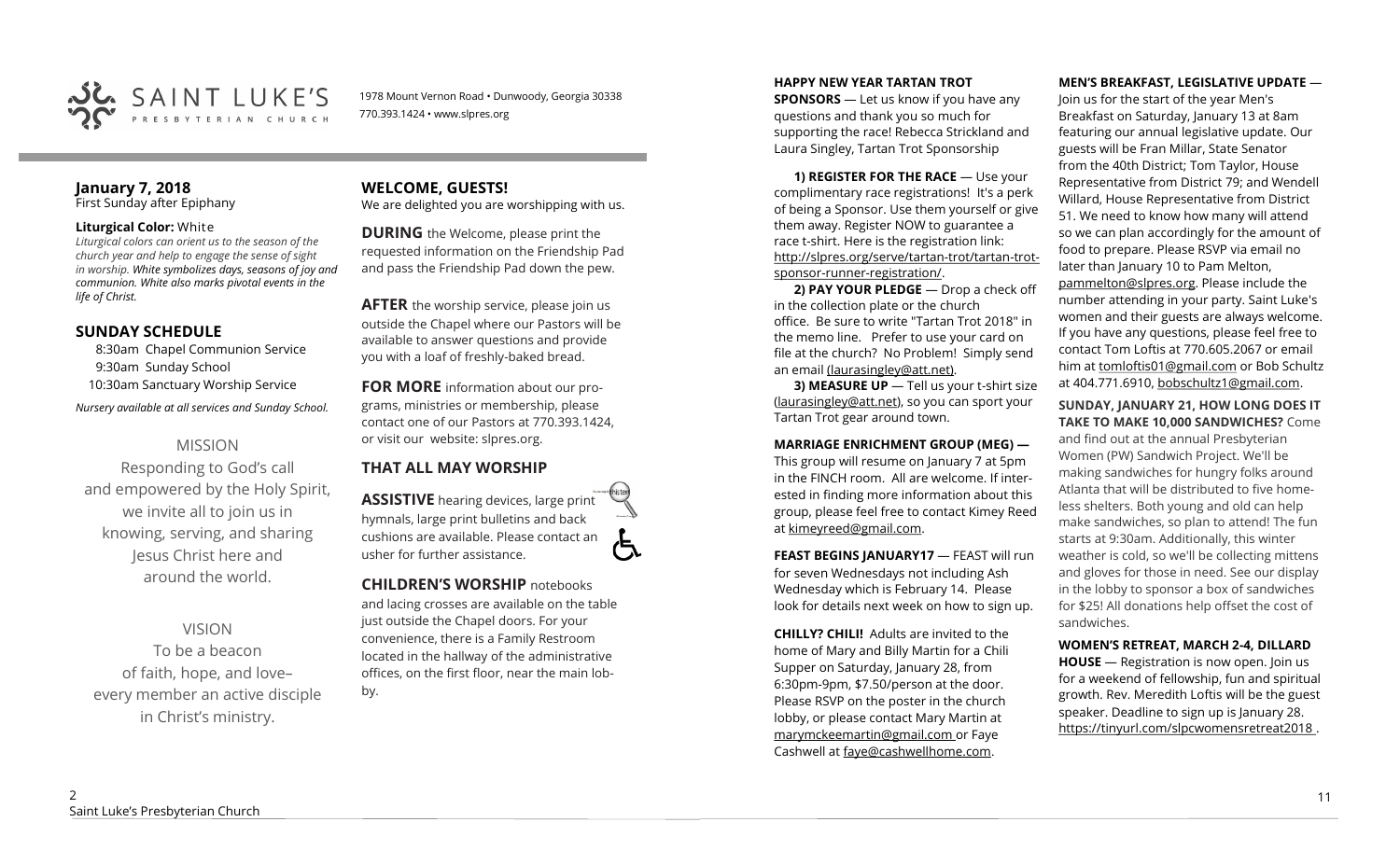SAINT LUKE'S PRESBYTERIAN CHURCH

1978 Mount Vernon Road • Dunwoody, Georgia 30338
770.393.1424 • www.slpres.org

## January 7, 2018

First Sunday after Epiphany

**Liturgical Color:** White

*Liturgical colors can orient us to the season of the church year and help to engage the sense of sight in worship. **White symbolizes days, seasons of joy and communion. White also marks pivotal events in the life of Christ.***

## SUNDAY SCHEDULE

8:30am Chapel Communion Service
9:30am Sunday School
10:30am Sanctuary Worship Service

*Nursery available at all services and Sunday School.*

### MISSION

Responding to God's call and empowered by the Holy Spirit, we invite all to join us in knowing, serving, and sharing Jesus Christ here and around the world.

### VISION

To be a beacon of faith, hope, and love– every member an active disciple in Christ's ministry.

## WELCOME, GUESTS!

We are delighted you are worshipping with us.

**DURING** the Welcome, please print the requested information on the Friendship Pad and pass the Friendship Pad down the pew.

**AFTER** the worship service, please join us outside the Chapel where our Pastors will be available to answer questions and provide you with a loaf of freshly-baked bread.

**FOR MORE** information about our programs, ministries or membership, please contact one of our Pastors at 770.393.1424, or visit our website: slpres.org.

## THAT ALL MAY WORSHIP

**ASSISTIVE** hearing devices, large print hymnals, large print bulletins and back cushions are available. Please contact an usher for further assistance.

**CHILDREN'S WORSHIP** notebooks and lacing crosses are available on the table just outside the Chapel doors. For your convenience, there is a Family Restroom located in the hallway of the administrative offices, on the first floor, near the main lobby.

**HAPPY NEW YEAR TARTAN TROT SPONSORS** — Let us know if you have any questions and thank you so much for supporting the race! Rebecca Strickland and Laura Singley, Tartan Trot Sponsorship

**1) REGISTER FOR THE RACE** — Use your complimentary race registrations! It's a perk of being a Sponsor. Use them yourself or give them away. Register NOW to guarantee a race t-shirt. Here is the registration link: http://slpres.org/serve/tartan-trot/tartan-trot-sponsor-runner-registration/.

**2) PAY YOUR PLEDGE** — Drop a check off in the collection plate or the church office. Be sure to write "Tartan Trot 2018" in the memo line. Prefer to use your card on file at the church? No Problem! Simply send an email (laurasingley@att.net).

**3) MEASURE UP** — Tell us your t-shirt size (laurasingley@att.net), so you can sport your Tartan Trot gear around town.

**MARRIAGE ENRICHMENT GROUP (MEG) —** This group will resume on January 7 at 5pm in the FINCH room. All are welcome. If interested in finding more information about this group, please feel free to contact Kimey Reed at kimeyreed@gmail.com.

**FEAST BEGINS JANUARY17** — FEAST will run for seven Wednesdays not including Ash Wednesday which is February 14. Please look for details next week on how to sign up.

**CHILLY? CHILI!** Adults are invited to the home of Mary and Billy Martin for a Chili Supper on Saturday, January 28, from 6:30pm-9pm, $7.50/person at the door. Please RSVP on the poster in the church lobby, or please contact Mary Martin at marymckeemartin@gmail.com or Faye Cashwell at faye@cashwellhome.com.

**MEN'S BREAKFAST, LEGISLATIVE UPDATE** — Join us for the start of the year Men's Breakfast on Saturday, January 13 at 8am featuring our annual legislative update. Our guests will be Fran Millar, State Senator from the 40th District; Tom Taylor, House Representative from District 79; and Wendell Willard, House Representative from District 51. We need to know how many will attend so we can plan accordingly for the amount of food to prepare. Please RSVP via email no later than January 10 to Pam Melton, pammelton@slpres.org. Please include the number attending in your party. Saint Luke's women and their guests are always welcome. If you have any questions, please feel free to contact Tom Loftis at 770.605.2067 or email him at tomloftis01@gmail.com or Bob Schultz at 404.771.6910, bobschultz1@gmail.com.

**SUNDAY, JANUARY 21, HOW LONG DOES IT TAKE TO MAKE 10,000 SANDWICHES?** Come and find out at the annual Presbyterian Women (PW) Sandwich Project. We'll be making sandwiches for hungry folks around Atlanta that will be distributed to five homeless shelters. Both young and old can help make sandwiches, so plan to attend! The fun starts at 9:30am. Additionally, this winter weather is cold, so we'll be collecting mittens and gloves for those in need. See our display in the lobby to sponsor a box of sandwiches for $25! All donations help offset the cost of sandwiches.

**WOMEN'S RETREAT, MARCH 2-4, DILLARD HOUSE** — Registration is now open. Join us for a weekend of fellowship, fun and spiritual growth. Rev. Meredith Loftis will be the guest speaker. Deadline to sign up is January 28. https://tinyurl.com/slpcwomensretreat2018 .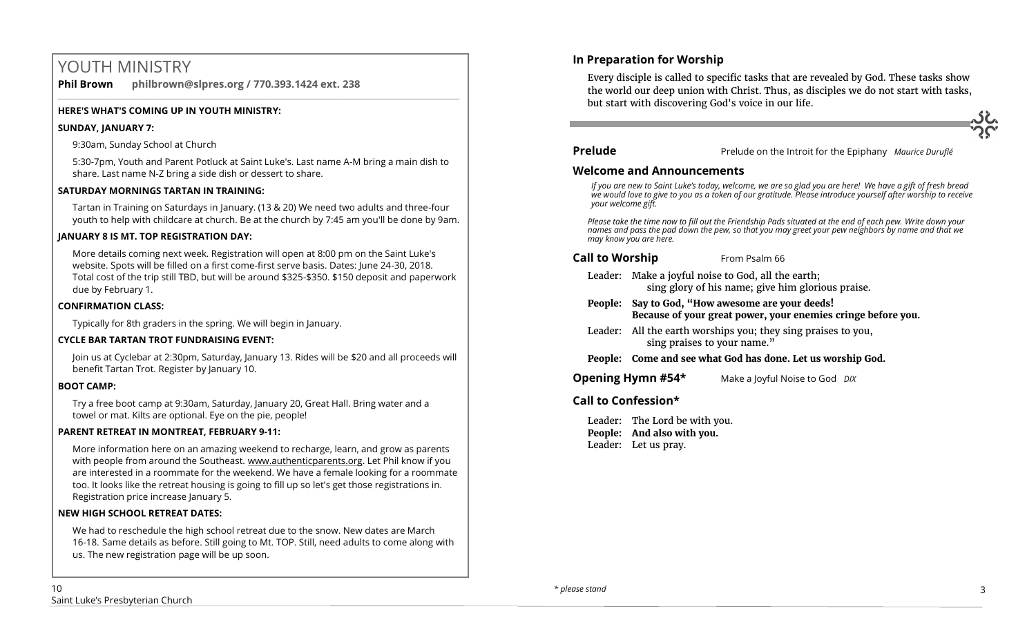# YOUTH MINISTRY

**Phil Brown** **philbrown@slpres.org / 770.393.1424 ext. 238**

**HERE'S WHAT'S COMING UP IN YOUTH MINISTRY:**

**SUNDAY, JANUARY 7:**

9:30am, Sunday School at Church

5:30-7pm, Youth and Parent Potluck at Saint Luke's. Last name A-M bring a main dish to share. Last name N-Z bring a side dish or dessert to share.

**SATURDAY MORNINGS TARTAN IN TRAINING:**

Tartan in Training on Saturdays in January. (13 & 20) We need two adults and three-four youth to help with childcare at church. Be at the church by 7:45 am you'll be done by 9am.

**JANUARY 8 IS MT. TOP REGISTRATION DAY:**

More details coming next week. Registration will open at 8:00 pm on the Saint Luke's website. Spots will be filled on a first come-first serve basis. Dates: June 24-30, 2018. Total cost of the trip still TBD, but will be around $325-$350. $150 deposit and paperwork due by February 1.

**CONFIRMATION CLASS:**

Typically for 8th graders in the spring. We will begin in January.

**CYCLE BAR TARTAN TROT FUNDRAISING EVENT:**

Join us at Cyclebar at 2:30pm, Saturday, January 13. Rides will be $20 and all proceeds will benefit Tartan Trot. Register by January 10.

**BOOT CAMP:**

Try a free boot camp at 9:30am, Saturday, January 20, Great Hall. Bring water and a towel or mat. Kilts are optional. Eye on the pie, people!

**PARENT RETREAT IN MONTREAT, FEBRUARY 9-11:**

More information here on an amazing weekend to recharge, learn, and grow as parents with people from around the Southeast. www.authenticparents.org. Let Phil know if you are interested in a roommate for the weekend. We have a female looking for a roommate too. It looks like the retreat housing is going to fill up so let's get those registrations in. Registration price increase January 5.

**NEW HIGH SCHOOL RETREAT DATES:**

We had to reschedule the high school retreat due to the snow. New dates are March 16-18. Same details as before. Still going to Mt. TOP. Still, need adults to come along with us. The new registration page will be up soon.

## In Preparation for Worship

Every disciple is called to specific tasks that are revealed by God. These tasks show the world our deep union with Christ. Thus, as disciples we do not start with tasks, but start with discovering God's voice in our life.

**Prelude** Prelude on the Introit for the Epiphany *Maurice Duruflé*

## Welcome and Announcements

*If you are new to Saint Luke's today, welcome, we are so glad you are here! We have a gift of fresh bread we would love to give to you as a token of our gratitude. Please introduce yourself after worship to receive your welcome gift.*

*Please take the time now to fill out the Friendship Pads situated at the end of each pew. Write down your names and pass the pad down the pew, so that you may greet your pew neighbors by name and that we may know you are here.*

**Call to Worship** From Psalm 66

Leader: Make a joyful noise to God, all the earth;
sing glory of his name; give him glorious praise.

**People: Say to God, "How awesome are your deeds!
Because of your great power, your enemies cringe before you.**

Leader: All the earth worships you; they sing praises to you,
sing praises to your name."

**People: Come and see what God has done. Let us worship God.**

**Opening Hymn #54*** Make a Joyful Noise to God *DIX*

## Call to Confession*

Leader: The Lord be with you.
**People: And also with you.**
Leader: Let us pray.

*\* please stand*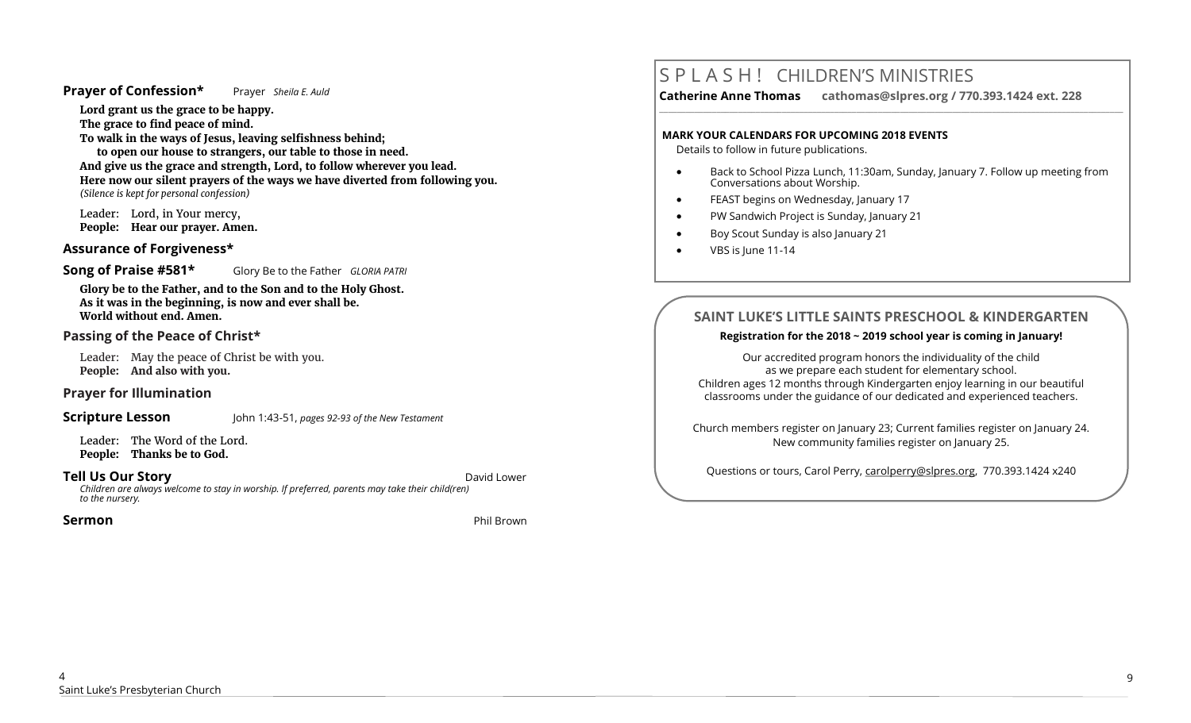**Prayer of Confession*** Prayer *Sheila E. Auld*

**Lord grant us the grace to be happy.**
**The grace to find peace of mind.**
**To walk in the ways of Jesus, leaving selfishness behind;**
**to open our house to strangers, our table to those in need.**
**And give us the grace and strength, Lord, to follow wherever you lead.**
**Here now our silent prayers of the ways we have diverted from following you.**
*(Silence is kept for personal confession)*

Leader: Lord, in Your mercy,
**People: Hear our prayer. Amen.**

**Assurance of Forgiveness***

**Song of Praise #581*** Glory Be to the Father *GLORIA PATRI*

**Glory be to the Father, and to the Son and to the Holy Ghost.**
**As it was in the beginning, is now and ever shall be.**
**World without end. Amen.**

**Passing of the Peace of Christ***

Leader: May the peace of Christ be with you.
**People: And also with you.**

**Prayer for Illumination**

**Scripture Lesson** John 1:43-51, *pages 92-93 of the New Testament*

Leader: The Word of the Lord.
**People: Thanks be to God.**

**Tell Us Our Story** David Lower

*Children are always welcome to stay in worship. If preferred, parents may take their child(ren) to the nursery.*

**Sermon** Phil Brown

# S P L A S H ! CHILDREN'S MINISTRIES

**Catherine Anne Thomas cathomas@slpres.org / 770.393.1424 ext. 228**

**MARK YOUR CALENDARS FOR UPCOMING 2018 EVENTS**

Details to follow in future publications.

- Back to School Pizza Lunch, 11:30am, Sunday, January 7. Follow up meeting from Conversations about Worship.
- FEAST begins on Wednesday, January 17
- PW Sandwich Project is Sunday, January 21
- Boy Scout Sunday is also January 21
- VBS is June 11-14

## SAINT LUKE'S LITTLE SAINTS PRESCHOOL & KINDERGARTEN

**Registration for the 2018 ~ 2019 school year is coming in January!**

Our accredited program honors the individuality of the child as we prepare each student for elementary school. Children ages 12 months through Kindergarten enjoy learning in our beautiful classrooms under the guidance of our dedicated and experienced teachers.

Church members register on January 23; Current families register on January 24. New community families register on January 25.

Questions or tours, Carol Perry, carolperry@slpres.org, 770.393.1424 x240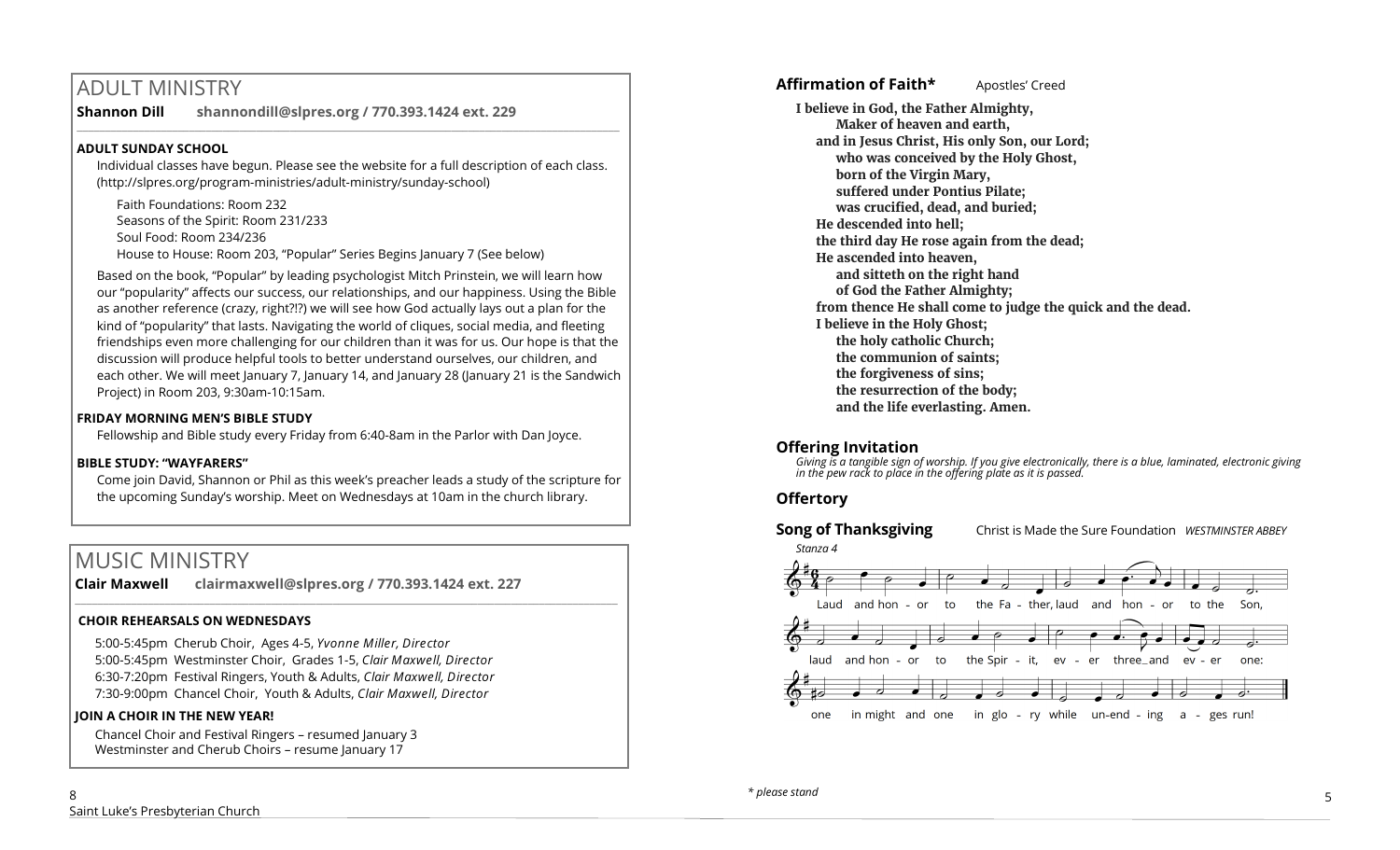## ADULT MINISTRY

**Shannon Dill** **shannondill@slpres.org / 770.393.1424 ext. 229**

**ADULT SUNDAY SCHOOL**

Individual classes have begun. Please see the website for a full description of each class. (http://slpres.org/program-ministries/adult-ministry/sunday-school)

Faith Foundations: Room 232
Seasons of the Spirit: Room 231/233
Soul Food: Room 234/236
House to House: Room 203, "Popular" Series Begins January 7 (See below)

Based on the book, "Popular" by leading psychologist Mitch Prinstein, we will learn how our "popularity" affects our success, our relationships, and our happiness. Using the Bible as another reference (crazy, right?!?) we will see how God actually lays out a plan for the kind of "popularity" that lasts. Navigating the world of cliques, social media, and fleeting friendships even more challenging for our children than it was for us. Our hope is that the discussion will produce helpful tools to better understand ourselves, our children, and each other. We will meet January 7, January 14, and January 28 (January 21 is the Sandwich Project) in Room 203, 9:30am-10:15am.

**FRIDAY MORNING MEN'S BIBLE STUDY**

Fellowship and Bible study every Friday from 6:40-8am in the Parlor with Dan Joyce.

**BIBLE STUDY: "WAYFARERS"**

Come join David, Shannon or Phil as this week's preacher leads a study of the scripture for the upcoming Sunday's worship. Meet on Wednesdays at 10am in the church library.

## MUSIC MINISTRY

**Clair Maxwell** **clairmaxwell@slpres.org / 770.393.1424 ext. 227**

**CHOIR REHEARSALS ON WEDNESDAYS**

5:00-5:45pm Cherub Choir, Ages 4-5, *Yvonne Miller, Director*
5:00-5:45pm Westminster Choir, Grades 1-5, *Clair Maxwell, Director*
6:30-7:20pm Festival Ringers, Youth & Adults, *Clair Maxwell, Director*
7:30-9:00pm Chancel Choir, Youth & Adults, *Clair Maxwell, Director*

**JOIN A CHOIR IN THE NEW YEAR!**

Chancel Choir and Festival Ringers – resumed January 3
Westminster and Cherub Choirs – resume January 17

**Affirmation of Faith*** Apostles' Creed

**I believe in God, the Father Almighty,**
**Maker of heaven and earth,**
**and in Jesus Christ, His only Son, our Lord;**
**who was conceived by the Holy Ghost,**
**born of the Virgin Mary,**
**suffered under Pontius Pilate;**
**was crucified, dead, and buried;**
**He descended into hell;**
**the third day He rose again from the dead;**
**He ascended into heaven,**
**and sitteth on the right hand**
**of God the Father Almighty;**
**from thence He shall come to judge the quick and the dead.**
**I believe in the Holy Ghost;**
**the holy catholic Church;**
**the communion of saints;**
**the forgiveness of sins;**
**the resurrection of the body;**
**and the life everlasting. Amen.**

**Offering Invitation**

*Giving is a tangible sign of worship. If you give electronically, there is a blue, laminated, electronic giving in the pew rack to place in the offering plate as it is passed.*

**Offertory**

**Song of Thanksgiving** Christ is Made the Sure Foundation *WESTMINSTER ABBEY*

*Stanza 4*

Laud and honor to the Father, laud and honor to the Son,
laud and honor to the Spirit, ever three and ever one:
one in might and one in glory while unending ages run!

*\* please stand*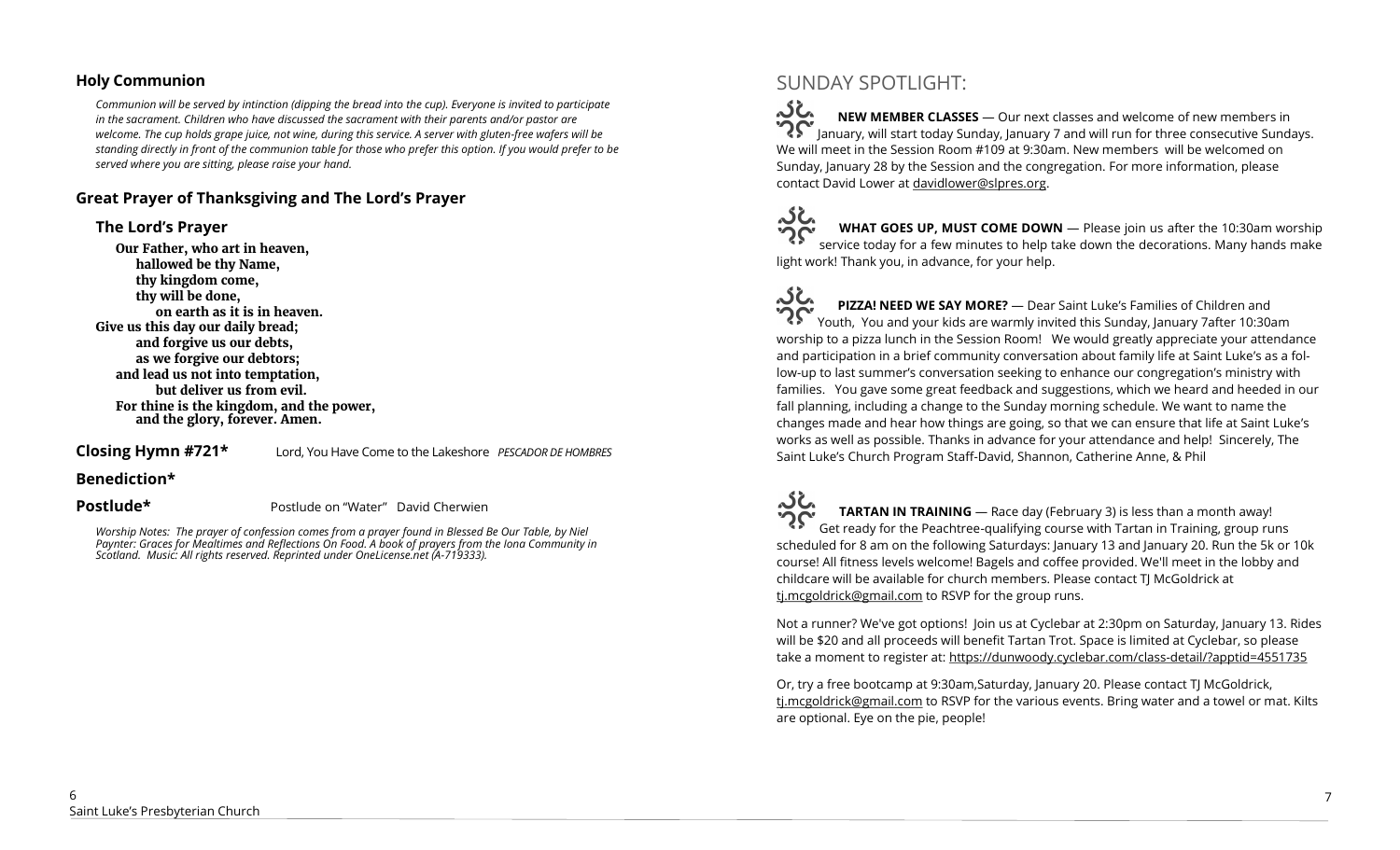### Holy Communion

*Communion will be served by intinction (dipping the bread into the cup). Everyone is invited to participate in the sacrament. Children who have discussed the sacrament with their parents and/or pastor are welcome. The cup holds grape juice, not wine, during this service. A server with gluten-free wafers will be standing directly in front of the communion table for those who prefer this option. If you would prefer to be served where you are sitting, please raise your hand.*

### Great Prayer of Thanksgiving and The Lord's Prayer

#### The Lord's Prayer

**Our Father, who art in heaven,**
**hallowed be thy Name,**
**thy kingdom come,**
**thy will be done,**
**on earth as it is in heaven.**
**Give us this day our daily bread;**
**and forgive us our debts,**
**as we forgive our debtors;**
**and lead us not into temptation,**
**but deliver us from evil.**
**For thine is the kingdom, and the power,**
**and the glory, forever. Amen.**

**Closing Hymn #721*** Lord, You Have Come to the Lakeshore *PESCADOR DE HOMBRES*

**Benediction***

**Postlude*** Postlude on "Water" David Cherwien

*Worship Notes: The prayer of confession comes from a prayer found in Blessed Be Our Table, by Niel Paynter: Graces for Mealtimes and Reflections On Food. A book of prayers from the Iona Community in Scotland. Music: All rights reserved. Reprinted under OneLicense.net (A-719333).*

## SUNDAY SPOTLIGHT:

**NEW MEMBER CLASSES** — Our next classes and welcome of new members in January, will start today Sunday, January 7 and will run for three consecutive Sundays. We will meet in the Session Room #109 at 9:30am. New members will be welcomed on Sunday, January 28 by the Session and the congregation. For more information, please contact David Lower at davidlower@slpres.org.

**WHAT GOES UP, MUST COME DOWN** — Please join us after the 10:30am worship service today for a few minutes to help take down the decorations. Many hands make light work! Thank you, in advance, for your help.

**PIZZA! NEED WE SAY MORE?** — Dear Saint Luke's Families of Children and Youth, You and your kids are warmly invited this Sunday, January 7after 10:30am worship to a pizza lunch in the Session Room! We would greatly appreciate your attendance and participation in a brief community conversation about family life at Saint Luke's as a follow-up to last summer's conversation seeking to enhance our congregation's ministry with families. You gave some great feedback and suggestions, which we heard and heeded in our fall planning, including a change to the Sunday morning schedule. We want to name the changes made and hear how things are going, so that we can ensure that life at Saint Luke's works as well as possible. Thanks in advance for your attendance and help! Sincerely, The Saint Luke's Church Program Staff-David, Shannon, Catherine Anne, & Phil

**TARTAN IN TRAINING** — Race day (February 3) is less than a month away! Get ready for the Peachtree-qualifying course with Tartan in Training, group runs scheduled for 8 am on the following Saturdays: January 13 and January 20. Run the 5k or 10k course! All fitness levels welcome! Bagels and coffee provided. We'll meet in the lobby and childcare will be available for church members. Please contact TJ McGoldrick at tj.mcgoldrick@gmail.com to RSVP for the group runs.

Not a runner? We've got options! Join us at Cyclebar at 2:30pm on Saturday, January 13. Rides will be $20 and all proceeds will benefit Tartan Trot. Space is limited at Cyclebar, so please take a moment to register at: https://dunwoody.cyclebar.com/class-detail/?apptid=4551735

Or, try a free bootcamp at 9:30am,Saturday, January 20. Please contact TJ McGoldrick, tj.mcgoldrick@gmail.com to RSVP for the various events. Bring water and a towel or mat. Kilts are optional. Eye on the pie, people!